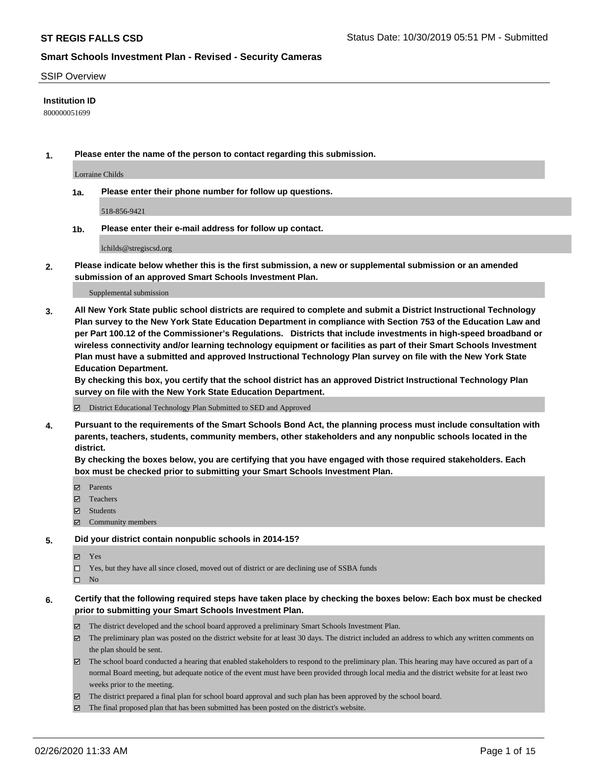**ST REGIS FALLS CSD** Status Date: 10/30/2019 05:51 PM - Submitted

**Smart Schools Investment Plan - Revised - Security Cameras**

SSIP Overview

**Institution ID**

800000051699

**1. Please enter the name of the person to contact regarding this submission.**

Lorraine Childs

**1a. Please enter their phone number for follow up questions.**

518-856-9421

**1b. Please enter their e-mail address for follow up contact.**

lchilds@stregiscsd.org

**2. Please indicate below whether this is the first submission, a new or supplemental submission or an amended submission of an approved Smart Schools Investment Plan.**

Supplemental submission

**3. All New York State public school districts are required to complete and submit a District Instructional Technology Plan survey to the New York State Education Department in compliance with Section 753 of the Education Law and per Part 100.12 of the Commissioner's Regulations. Districts that include investments in high-speed broadband or wireless connectivity and/or learning technology equipment or facilities as part of their Smart Schools Investment Plan must have a submitted and approved Instructional Technology Plan survey on file with the New York State Education Department.**
**By checking this box, you certify that the school district has an approved District Instructional Technology Plan survey on file with the New York State Education Department.**

☑ District Educational Technology Plan Submitted to SED and Approved

**4. Pursuant to the requirements of the Smart Schools Bond Act, the planning process must include consultation with parents, teachers, students, community members, other stakeholders and any nonpublic schools located in the district.**
**By checking the boxes below, you are certifying that you have engaged with those required stakeholders. Each box must be checked prior to submitting your Smart Schools Investment Plan.**

☑ Parents
☑ Teachers
☑ Students
☑ Community members

**5. Did your district contain nonpublic schools in 2014-15?**

☑ Yes
☐ Yes, but they have all since closed, moved out of district or are declining use of SSBA funds
☐ No

**6. Certify that the following required steps have taken place by checking the boxes below: Each box must be checked prior to submitting your Smart Schools Investment Plan.**

☑ The district developed and the school board approved a preliminary Smart Schools Investment Plan.
☑ The preliminary plan was posted on the district website for at least 30 days. The district included an address to which any written comments on the plan should be sent.
☑ The school board conducted a hearing that enabled stakeholders to respond to the preliminary plan. This hearing may have occured as part of a normal Board meeting, but adequate notice of the event must have been provided through local media and the district website for at least two weeks prior to the meeting.
☑ The district prepared a final plan for school board approval and such plan has been approved by the school board.
☑ The final proposed plan that has been submitted has been posted on the district's website.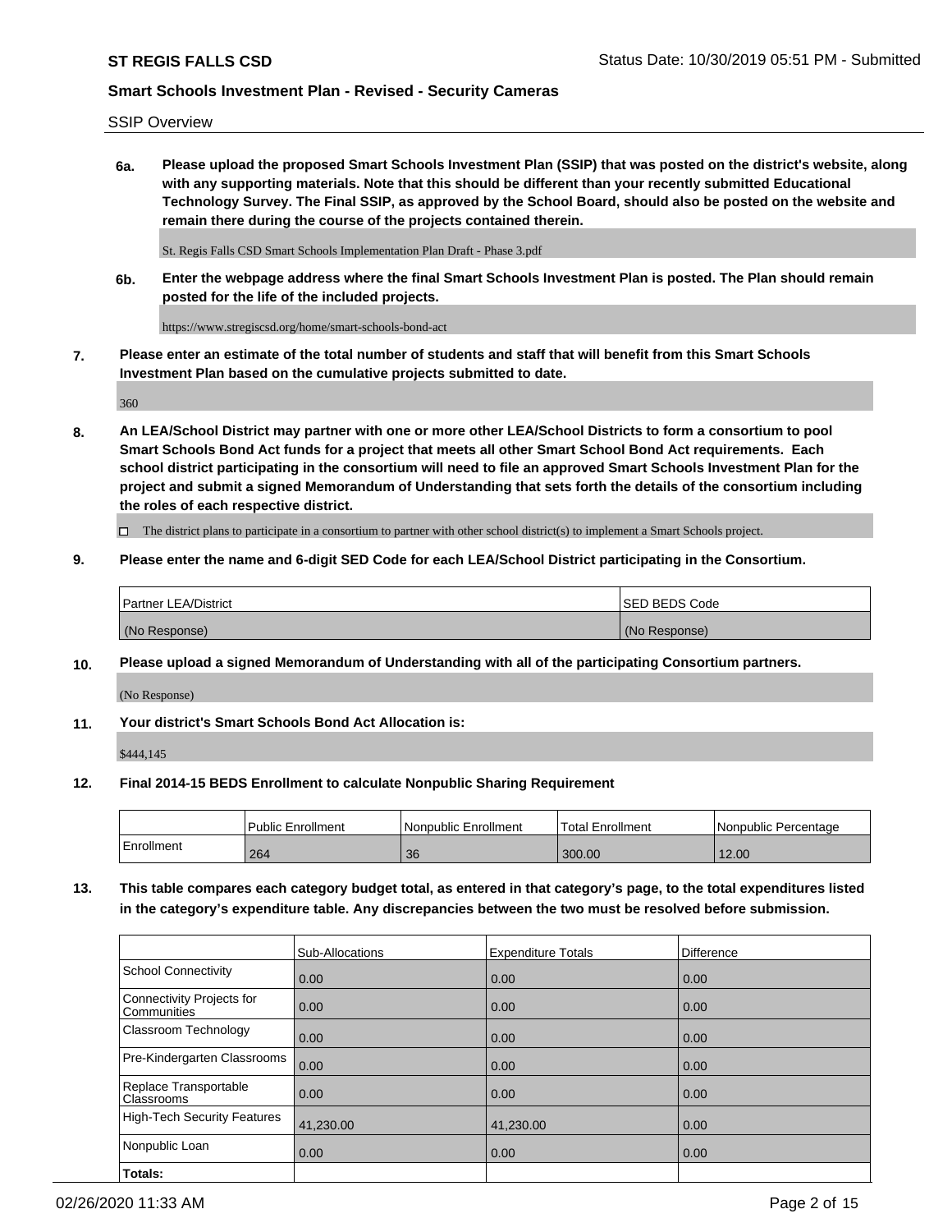SSIP Overview

**6a. Please upload the proposed Smart Schools Investment Plan (SSIP) that was posted on the district's website, along with any supporting materials. Note that this should be different than your recently submitted Educational Technology Survey. The Final SSIP, as approved by the School Board, should also be posted on the website and remain there during the course of the projects contained therein.**

St. Regis Falls CSD Smart Schools Implementation Plan Draft - Phase 3.pdf

**6b. Enter the webpage address where the final Smart Schools Investment Plan is posted. The Plan should remain posted for the life of the included projects.**

https://www.stregiscsd.org/home/smart-schools-bond-act

**7. Please enter an estimate of the total number of students and staff that will benefit from this Smart Schools Investment Plan based on the cumulative projects submitted to date.**

360

**8. An LEA/School District may partner with one or more other LEA/School Districts to form a consortium to pool Smart Schools Bond Act funds for a project that meets all other Smart School Bond Act requirements. Each school district participating in the consortium will need to file an approved Smart Schools Investment Plan for the project and submit a signed Memorandum of Understanding that sets forth the details of the consortium including the roles of each respective district.**

☐ The district plans to participate in a consortium to partner with other school district(s) to implement a Smart Schools project.

**9. Please enter the name and 6-digit SED Code for each LEA/School District participating in the Consortium.**

| Partner LEA/District | SED BEDS Code |
|---|---|
| (No Response) | (No Response) |

**10. Please upload a signed Memorandum of Understanding with all of the participating Consortium partners.**

(No Response)

**11. Your district's Smart Schools Bond Act Allocation is:**

$444,145

**12. Final 2014-15 BEDS Enrollment to calculate Nonpublic Sharing Requirement**

| | Public Enrollment | Nonpublic Enrollment | Total Enrollment | Nonpublic Percentage |
|---|---|---|---|---|
| Enrollment | 264 | 36 | 300.00 | 12.00 |

**13. This table compares each category budget total, as entered in that category's page, to the total expenditures listed in the category's expenditure table. Any discrepancies between the two must be resolved before submission.**

| | Sub-Allocations | Expenditure Totals | Difference |
|---|---|---|---|
| School Connectivity | 0.00 | 0.00 | 0.00 |
| Connectivity Projects for Communities | 0.00 | 0.00 | 0.00 |
| Classroom Technology | 0.00 | 0.00 | 0.00 |
| Pre-Kindergarten Classrooms | 0.00 | 0.00 | 0.00 |
| Replace Transportable Classrooms | 0.00 | 0.00 | 0.00 |
| High-Tech Security Features | 41,230.00 | 41,230.00 | 0.00 |
| Nonpublic Loan | 0.00 | 0.00 | 0.00 |
| **Totals:** | | | |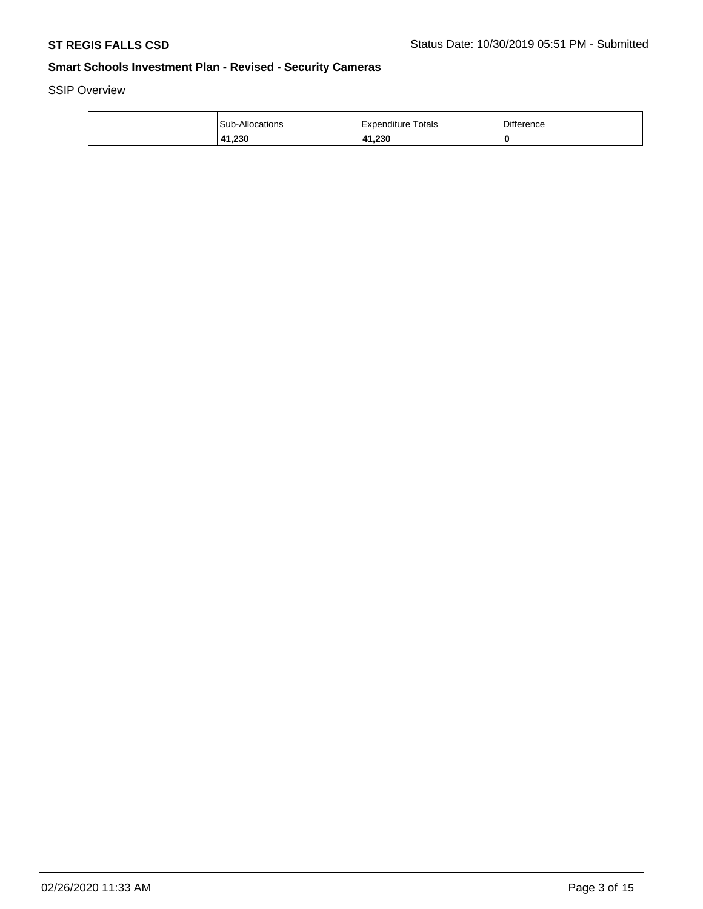SSIP Overview

| | Sub-Allocations | Expenditure Totals | Difference |
|---|---|---|---|
| | **41,230** | **41,230** | **0** |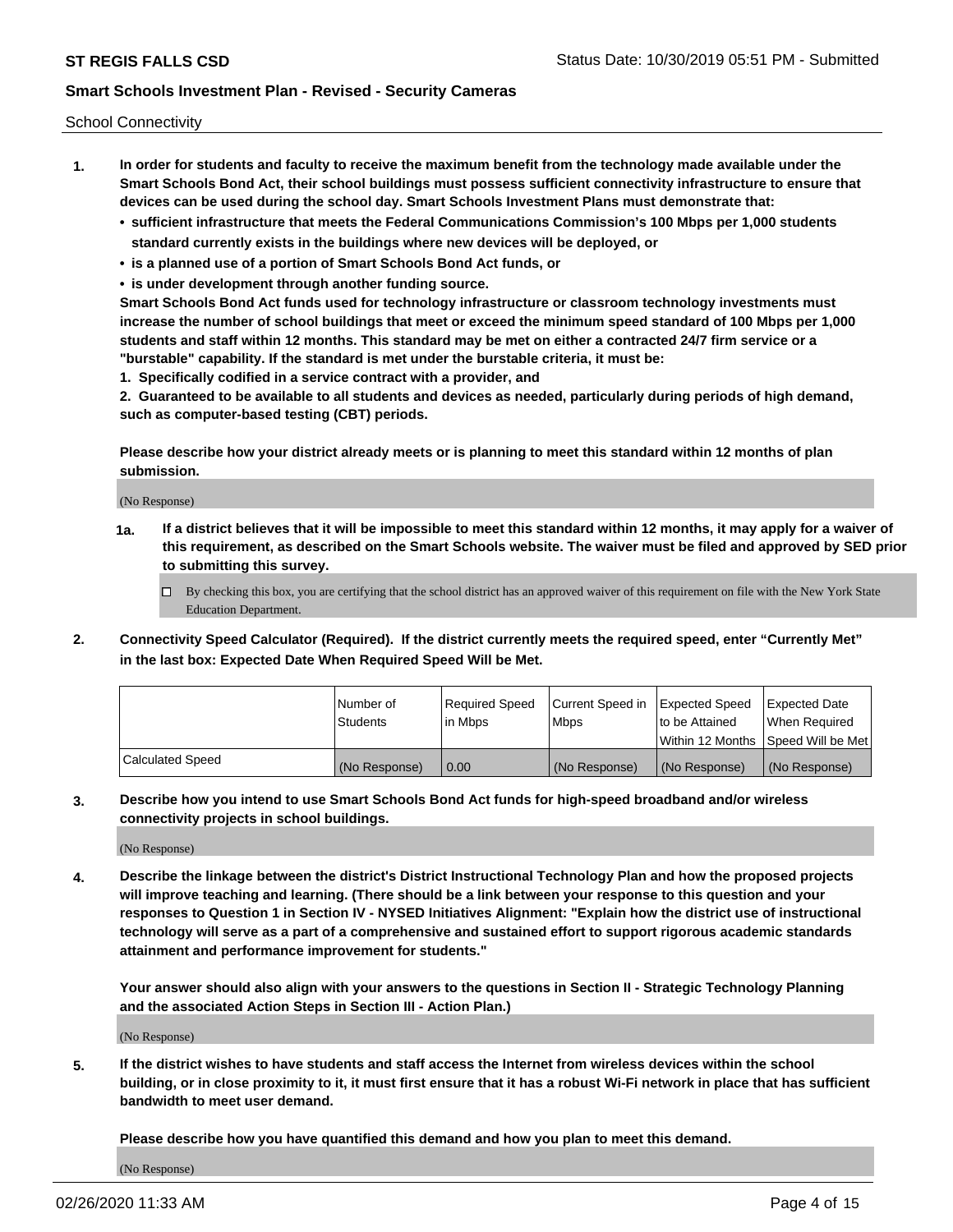School Connectivity

1. **In order for students and faculty to receive the maximum benefit from the technology made available under the Smart Schools Bond Act, their school buildings must possess sufficient connectivity infrastructure to ensure that devices can be used during the school day. Smart Schools Investment Plans must demonstrate that:**
   - **sufficient infrastructure that meets the Federal Communications Commission's 100 Mbps per 1,000 students standard currently exists in the buildings where new devices will be deployed, or**
   - **is a planned use of a portion of Smart Schools Bond Act funds, or**
   - **is under development through another funding source.**

   **Smart Schools Bond Act funds used for technology infrastructure or classroom technology investments must increase the number of school buildings that meet or exceed the minimum speed standard of 100 Mbps per 1,000 students and staff within 12 months. This standard may be met on either a contracted 24/7 firm service or a "burstable" capability. If the standard is met under the burstable criteria, it must be:**

   **1. Specifically codified in a service contract with a provider, and**

   **2. Guaranteed to be available to all students and devices as needed, particularly during periods of high demand, such as computer-based testing (CBT) periods.**

   **Please describe how your district already meets or is planning to meet this standard within 12 months of plan submission.**

   (No Response)

   **1a. If a district believes that it will be impossible to meet this standard within 12 months, it may apply for a waiver of this requirement, as described on the Smart Schools website. The waiver must be filed and approved by SED prior to submitting this survey.**

   ☐ By checking this box, you are certifying that the school district has an approved waiver of this requirement on file with the New York State Education Department.

2. **Connectivity Speed Calculator (Required). If the district currently meets the required speed, enter "Currently Met" in the last box: Expected Date When Required Speed Will be Met.**

| | Number of Students | Required Speed in Mbps | Current Speed in Mbps | Expected Speed to be Attained Within 12 Months | Expected Date When Required Speed Will be Met |
|---|---|---|---|---|---|
| Calculated Speed | (No Response) | 0.00 | (No Response) | (No Response) | (No Response) |

3. **Describe how you intend to use Smart Schools Bond Act funds for high-speed broadband and/or wireless connectivity projects in school buildings.**

   (No Response)

4. **Describe the linkage between the district's District Instructional Technology Plan and how the proposed projects will improve teaching and learning. (There should be a link between your response to this question and your responses to Question 1 in Section IV - NYSED Initiatives Alignment: "Explain how the district use of instructional technology will serve as a part of a comprehensive and sustained effort to support rigorous academic standards attainment and performance improvement for students."**

   **Your answer should also align with your answers to the questions in Section II - Strategic Technology Planning and the associated Action Steps in Section III - Action Plan.)**

   (No Response)

5. **If the district wishes to have students and staff access the Internet from wireless devices within the school building, or in close proximity to it, it must first ensure that it has a robust Wi-Fi network in place that has sufficient bandwidth to meet user demand.**

   **Please describe how you have quantified this demand and how you plan to meet this demand.**

   (No Response)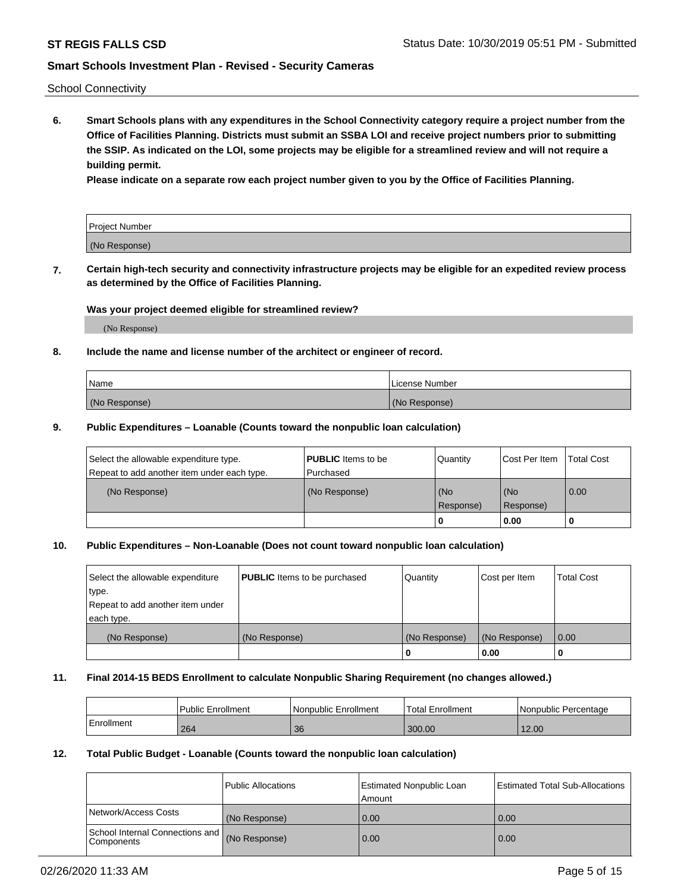School Connectivity

**6. Smart Schools plans with any expenditures in the School Connectivity category require a project number from the Office of Facilities Planning. Districts must submit an SSBA LOI and receive project numbers prior to submitting the SSIP. As indicated on the LOI, some projects may be eligible for a streamlined review and will not require a building permit.**

**Please indicate on a separate row each project number given to you by the Office of Facilities Planning.**

| Project Number |
| --- |
| (No Response) |

**7. Certain high-tech security and connectivity infrastructure projects may be eligible for an expedited review process as determined by the Office of Facilities Planning.**

**Was your project deemed eligible for streamlined review?**

(No Response)

**8. Include the name and license number of the architect or engineer of record.**

| Name | License Number |
| --- | --- |
| (No Response) | (No Response) |

**9. Public Expenditures – Loanable (Counts toward the nonpublic loan calculation)**

| Select the allowable expenditure type. Repeat to add another item under each type. | **PUBLIC** Items to be Purchased | Quantity | Cost Per Item | Total Cost |
| --- | --- | --- | --- | --- |
| (No Response) | (No Response) | (No Response) | (No Response) | 0.00 |
| | | 0 | 0.00 | 0 |

**10. Public Expenditures – Non-Loanable (Does not count toward nonpublic loan calculation)**

| Select the allowable expenditure type. Repeat to add another item under each type. | **PUBLIC** Items to be purchased | Quantity | Cost per Item | Total Cost |
| --- | --- | --- | --- | --- |
| (No Response) | (No Response) | (No Response) | (No Response) | 0.00 |
| | | 0 | 0.00 | 0 |

**11. Final 2014-15 BEDS Enrollment to calculate Nonpublic Sharing Requirement (no changes allowed.)**

| | Public Enrollment | Nonpublic Enrollment | Total Enrollment | Nonpublic Percentage |
| --- | --- | --- | --- | --- |
| Enrollment | 264 | 36 | 300.00 | 12.00 |

**12. Total Public Budget - Loanable (Counts toward the nonpublic loan calculation)**

| | Public Allocations | Estimated Nonpublic Loan Amount | Estimated Total Sub-Allocations |
| --- | --- | --- | --- |
| Network/Access Costs | (No Response) | 0.00 | 0.00 |
| School Internal Connections and Components | (No Response) | 0.00 | 0.00 |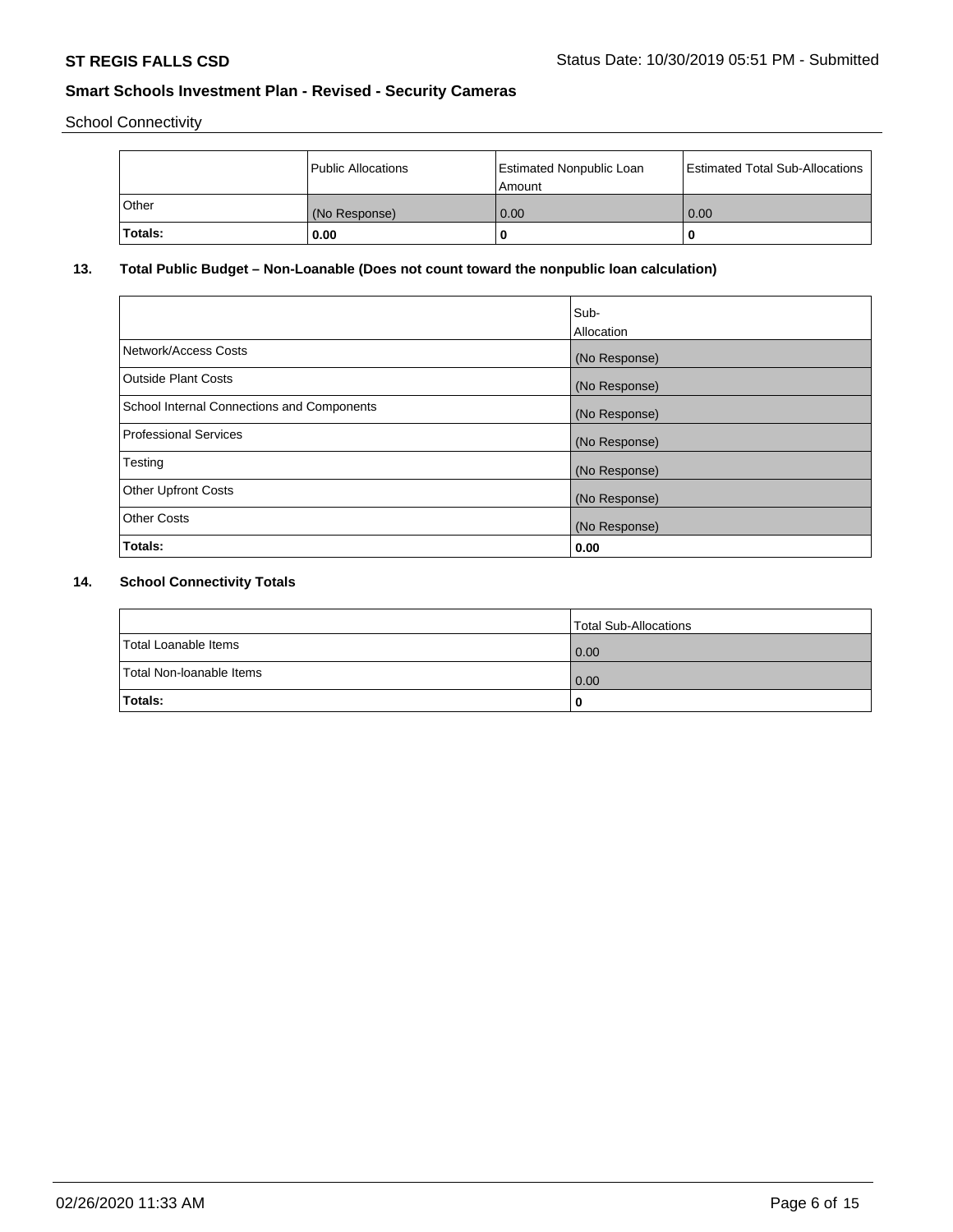School Connectivity

| | Public Allocations | Estimated Nonpublic Loan Amount | Estimated Total Sub-Allocations |
|---|---|---|---|
| Other | (No Response) | 0.00 | 0.00 |
| **Totals:** | **0.00** | **0** | **0** |

## 13. Total Public Budget – Non-Loanable (Does not count toward the nonpublic loan calculation)

| | Sub-Allocation |
|---|---|
| Network/Access Costs | (No Response) |
| Outside Plant Costs | (No Response) |
| School Internal Connections and Components | (No Response) |
| Professional Services | (No Response) |
| Testing | (No Response) |
| Other Upfront Costs | (No Response) |
| Other Costs | (No Response) |
| **Totals:** | **0.00** |

## 14. School Connectivity Totals

| | Total Sub-Allocations |
|---|---|
| Total Loanable Items | 0.00 |
| Total Non-loanable Items | 0.00 |
| **Totals:** | **0** |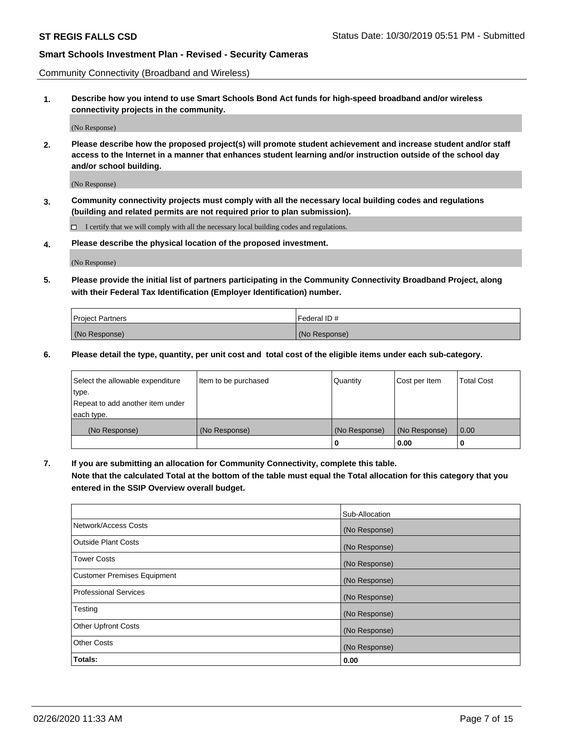Community Connectivity (Broadband and Wireless)

**1. Describe how you intend to use Smart Schools Bond Act funds for high-speed broadband and/or wireless connectivity projects in the community.**

(No Response)

**2. Please describe how the proposed project(s) will promote student achievement and increase student and/or staff access to the Internet in a manner that enhances student learning and/or instruction outside of the school day and/or school building.**

(No Response)

**3. Community connectivity projects must comply with all the necessary local building codes and regulations (building and related permits are not required prior to plan submission).**

☐ I certify that we will comply with all the necessary local building codes and regulations.

**4. Please describe the physical location of the proposed investment.**

(No Response)

**5. Please provide the initial list of partners participating in the Community Connectivity Broadband Project, along with their Federal Tax Identification (Employer Identification) number.**

| Project Partners | Federal ID # |
|---|---|
| (No Response) | (No Response) |

**6. Please detail the type, quantity, per unit cost and total cost of the eligible items under each sub-category.**

| Select the allowable expenditure type. Repeat to add another item under each type. | Item to be purchased | Quantity | Cost per Item | Total Cost |
|---|---|---|---|---|
| (No Response) | (No Response) | (No Response) | (No Response) | 0.00 |
| | | **0** | **0.00** | **0** |

**7. If you are submitting an allocation for Community Connectivity, complete this table. Note that the calculated Total at the bottom of the table must equal the Total allocation for this category that you entered in the SSIP Overview overall budget.**

| | Sub-Allocation |
|---|---|
| Network/Access Costs | (No Response) |
| Outside Plant Costs | (No Response) |
| Tower Costs | (No Response) |
| Customer Premises Equipment | (No Response) |
| Professional Services | (No Response) |
| Testing | (No Response) |
| Other Upfront Costs | (No Response) |
| Other Costs | (No Response) |
| **Totals:** | **0.00** |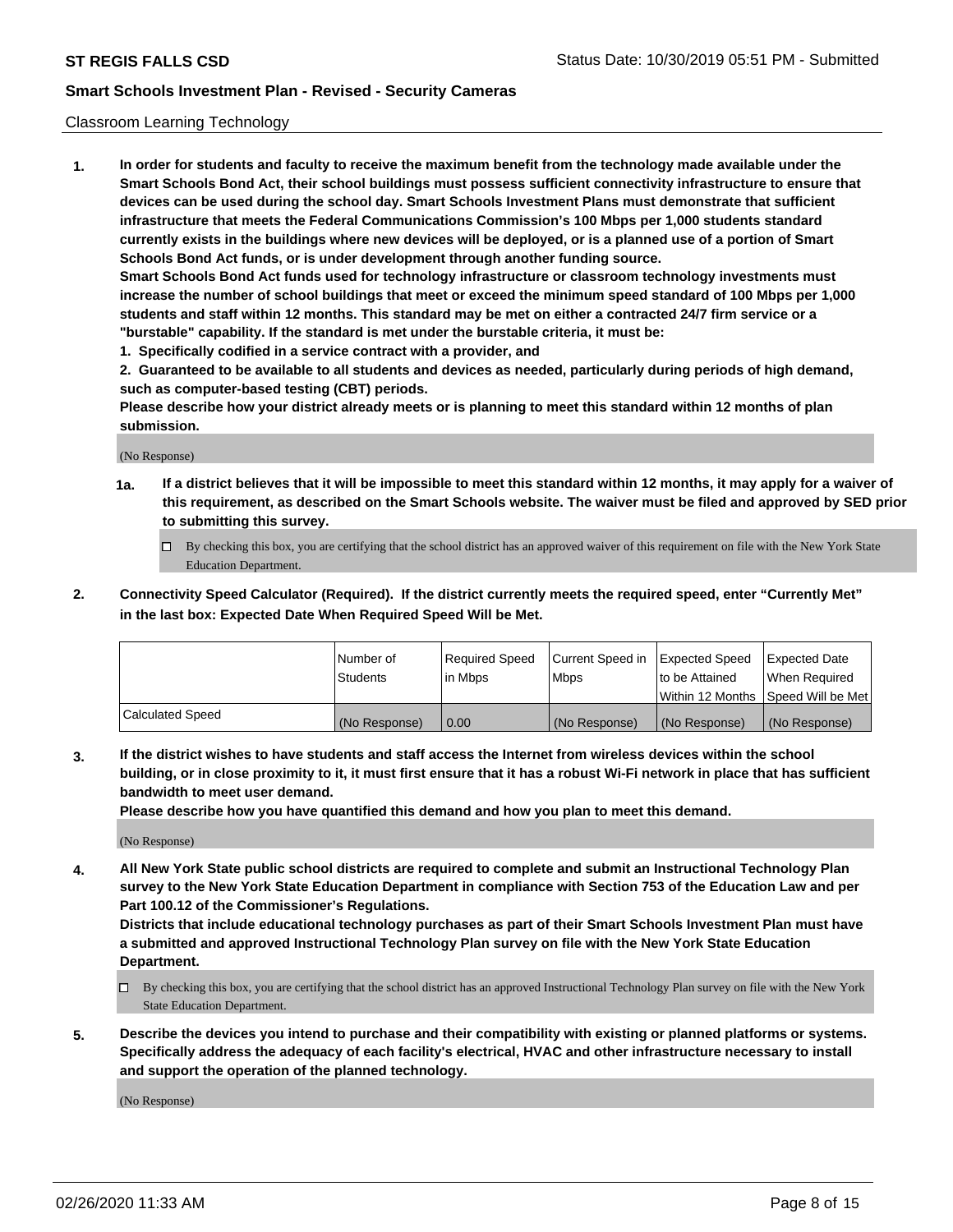Classroom Learning Technology

**1. In order for students and faculty to receive the maximum benefit from the technology made available under the Smart Schools Bond Act, their school buildings must possess sufficient connectivity infrastructure to ensure that devices can be used during the school day. Smart Schools Investment Plans must demonstrate that sufficient infrastructure that meets the Federal Communications Commission's 100 Mbps per 1,000 students standard currently exists in the buildings where new devices will be deployed, or is a planned use of a portion of Smart Schools Bond Act funds, or is under development through another funding source.**

**Smart Schools Bond Act funds used for technology infrastructure or classroom technology investments must increase the number of school buildings that meet or exceed the minimum speed standard of 100 Mbps per 1,000 students and staff within 12 months. This standard may be met on either a contracted 24/7 firm service or a "burstable" capability. If the standard is met under the burstable criteria, it must be:**

**1. Specifically codified in a service contract with a provider, and**

**2. Guaranteed to be available to all students and devices as needed, particularly during periods of high demand, such as computer-based testing (CBT) periods.**

**Please describe how your district already meets or is planning to meet this standard within 12 months of plan submission.**

(No Response)

**1a. If a district believes that it will be impossible to meet this standard within 12 months, it may apply for a waiver of this requirement, as described on the Smart Schools website. The waiver must be filed and approved by SED prior to submitting this survey.**

☐ By checking this box, you are certifying that the school district has an approved waiver of this requirement on file with the New York State Education Department.

**2. Connectivity Speed Calculator (Required). If the district currently meets the required speed, enter "Currently Met" in the last box: Expected Date When Required Speed Will be Met.**

| | Number of Students | Required Speed in Mbps | Current Speed in Mbps | Expected Speed to be Attained Within 12 Months | Expected Date When Required Speed Will be Met |
|---|---|---|---|---|---|
| Calculated Speed | (No Response) | 0.00 | (No Response) | (No Response) | (No Response) |

**3. If the district wishes to have students and staff access the Internet from wireless devices within the school building, or in close proximity to it, it must first ensure that it has a robust Wi-Fi network in place that has sufficient bandwidth to meet user demand.**

**Please describe how you have quantified this demand and how you plan to meet this demand.**

(No Response)

**4. All New York State public school districts are required to complete and submit an Instructional Technology Plan survey to the New York State Education Department in compliance with Section 753 of the Education Law and per Part 100.12 of the Commissioner's Regulations.**

**Districts that include educational technology purchases as part of their Smart Schools Investment Plan must have a submitted and approved Instructional Technology Plan survey on file with the New York State Education Department.**

☐ By checking this box, you are certifying that the school district has an approved Instructional Technology Plan survey on file with the New York State Education Department.

**5. Describe the devices you intend to purchase and their compatibility with existing or planned platforms or systems. Specifically address the adequacy of each facility's electrical, HVAC and other infrastructure necessary to install and support the operation of the planned technology.**

(No Response)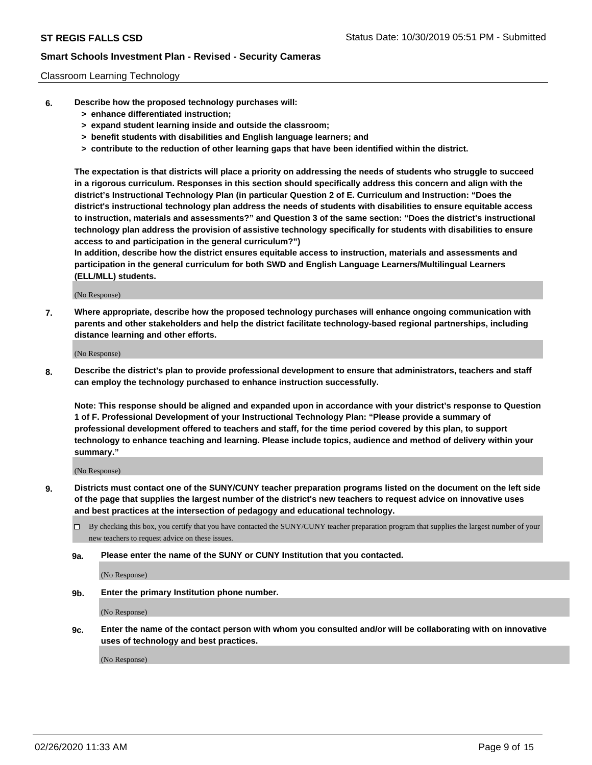Classroom Learning Technology

**6. Describe how the proposed technology purchases will:**

- **> enhance differentiated instruction;**
- **> expand student learning inside and outside the classroom;**
- **> benefit students with disabilities and English language learners; and**
- **> contribute to the reduction of other learning gaps that have been identified within the district.**

**The expectation is that districts will place a priority on addressing the needs of students who struggle to succeed in a rigorous curriculum. Responses in this section should specifically address this concern and align with the district's Instructional Technology Plan (in particular Question 2 of E. Curriculum and Instruction: "Does the district's instructional technology plan address the needs of students with disabilities to ensure equitable access to instruction, materials and assessments?" and Question 3 of the same section: "Does the district's instructional technology plan address the provision of assistive technology specifically for students with disabilities to ensure access to and participation in the general curriculum?")**

**In addition, describe how the district ensures equitable access to instruction, materials and assessments and participation in the general curriculum for both SWD and English Language Learners/Multilingual Learners (ELL/MLL) students.**

(No Response)

**7. Where appropriate, describe how the proposed technology purchases will enhance ongoing communication with parents and other stakeholders and help the district facilitate technology-based regional partnerships, including distance learning and other efforts.**

(No Response)

**8. Describe the district's plan to provide professional development to ensure that administrators, teachers and staff can employ the technology purchased to enhance instruction successfully.**

**Note: This response should be aligned and expanded upon in accordance with your district's response to Question 1 of F. Professional Development of your Instructional Technology Plan: "Please provide a summary of professional development offered to teachers and staff, for the time period covered by this plan, to support technology to enhance teaching and learning. Please include topics, audience and method of delivery within your summary."**

(No Response)

**9. Districts must contact one of the SUNY/CUNY teacher preparation programs listed on the document on the left side of the page that supplies the largest number of the district's new teachers to request advice on innovative uses and best practices at the intersection of pedagogy and educational technology.**

☐ By checking this box, you certify that you have contacted the SUNY/CUNY teacher preparation program that supplies the largest number of your new teachers to request advice on these issues.

**9a. Please enter the name of the SUNY or CUNY Institution that you contacted.**

(No Response)

**9b. Enter the primary Institution phone number.**

(No Response)

**9c. Enter the name of the contact person with whom you consulted and/or will be collaborating with on innovative uses of technology and best practices.**

(No Response)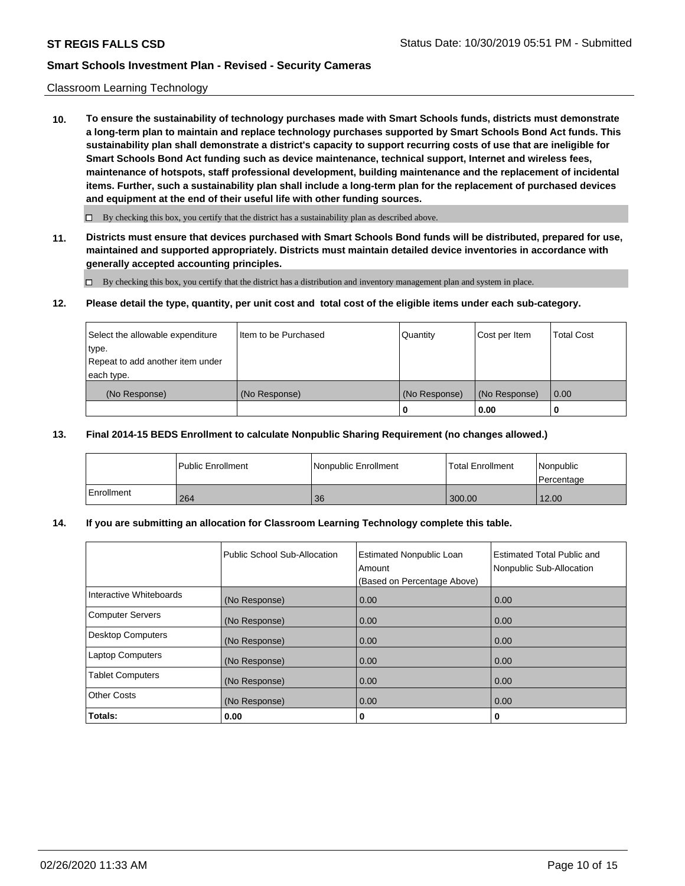Classroom Learning Technology

**10. To ensure the sustainability of technology purchases made with Smart Schools funds, districts must demonstrate a long-term plan to maintain and replace technology purchases supported by Smart Schools Bond Act funds. This sustainability plan shall demonstrate a district's capacity to support recurring costs of use that are ineligible for Smart Schools Bond Act funding such as device maintenance, technical support, Internet and wireless fees, maintenance of hotspots, staff professional development, building maintenance and the replacement of incidental items. Further, such a sustainability plan shall include a long-term plan for the replacement of purchased devices and equipment at the end of their useful life with other funding sources.**

☐ By checking this box, you certify that the district has a sustainability plan as described above.

**11. Districts must ensure that devices purchased with Smart Schools Bond funds will be distributed, prepared for use, maintained and supported appropriately. Districts must maintain detailed device inventories in accordance with generally accepted accounting principles.**

☐ By checking this box, you certify that the district has a distribution and inventory management plan and system in place.

**12. Please detail the type, quantity, per unit cost and total cost of the eligible items under each sub-category.**

| Select the allowable expenditure type. Repeat to add another item under each type. | Item to be Purchased | Quantity | Cost per Item | Total Cost |
|---|---|---|---|---|
| (No Response) | (No Response) | (No Response) | (No Response) | 0.00 |
| | | **0** | **0.00** | **0** |

**13. Final 2014-15 BEDS Enrollment to calculate Nonpublic Sharing Requirement (no changes allowed.)**

| | Public Enrollment | Nonpublic Enrollment | Total Enrollment | Nonpublic Percentage |
|---|---|---|---|---|
| Enrollment | 264 | 36 | 300.00 | 12.00 |

**14. If you are submitting an allocation for Classroom Learning Technology complete this table.**

| | Public School Sub-Allocation | Estimated Nonpublic Loan Amount (Based on Percentage Above) | Estimated Total Public and Nonpublic Sub-Allocation |
|---|---|---|---|
| Interactive Whiteboards | (No Response) | 0.00 | 0.00 |
| Computer Servers | (No Response) | 0.00 | 0.00 |
| Desktop Computers | (No Response) | 0.00 | 0.00 |
| Laptop Computers | (No Response) | 0.00 | 0.00 |
| Tablet Computers | (No Response) | 0.00 | 0.00 |
| Other Costs | (No Response) | 0.00 | 0.00 |
| **Totals:** | **0.00** | **0** | **0** |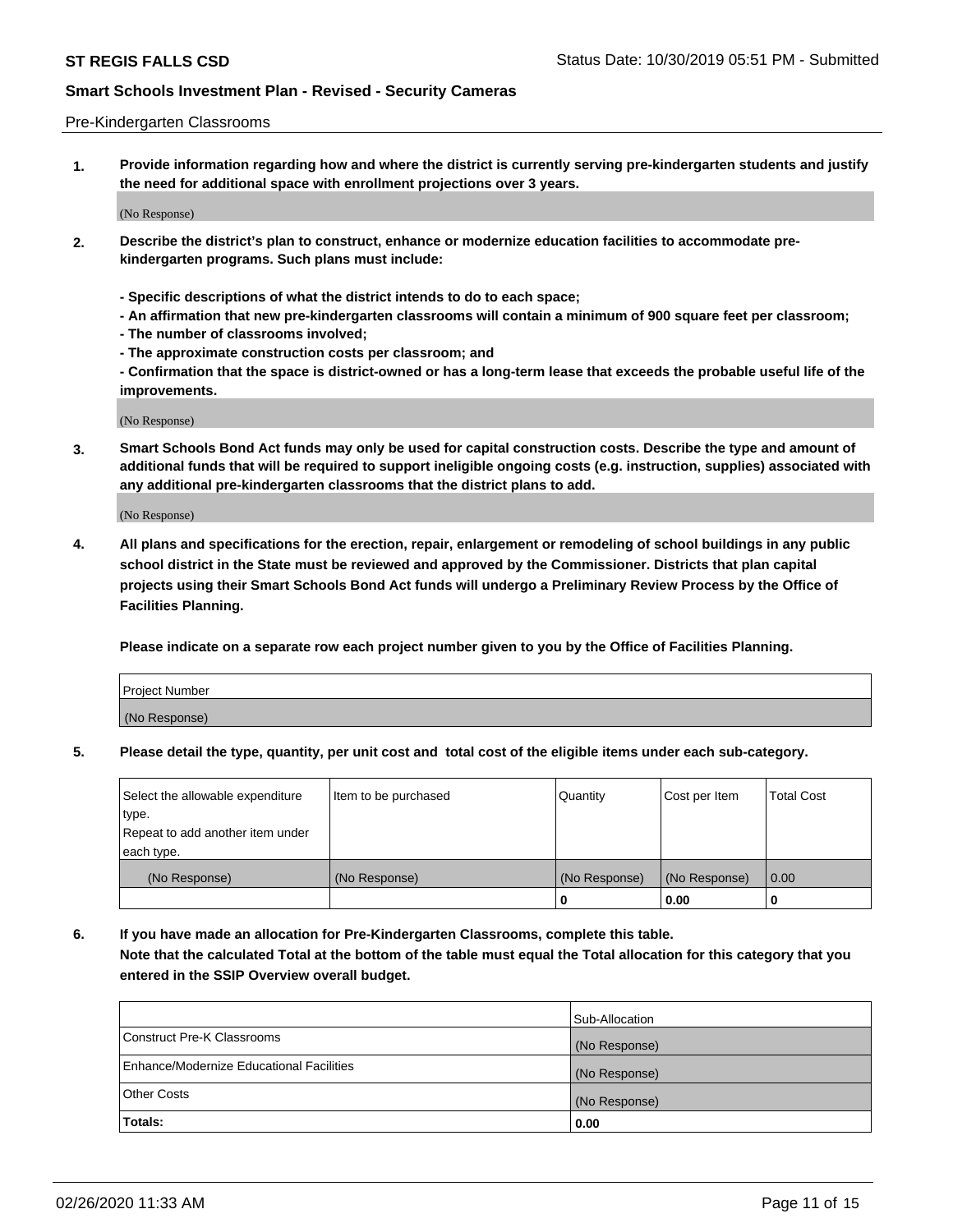Pre-Kindergarten Classrooms

**1. Provide information regarding how and where the district is currently serving pre-kindergarten students and justify the need for additional space with enrollment projections over 3 years.**

(No Response)

**2. Describe the district's plan to construct, enhance or modernize education facilities to accommodate pre-kindergarten programs. Such plans must include:**

**- Specific descriptions of what the district intends to do to each space;**
**- An affirmation that new pre-kindergarten classrooms will contain a minimum of 900 square feet per classroom;**
**- The number of classrooms involved;**
**- The approximate construction costs per classroom; and**
**- Confirmation that the space is district-owned or has a long-term lease that exceeds the probable useful life of the improvements.**

(No Response)

**3. Smart Schools Bond Act funds may only be used for capital construction costs. Describe the type and amount of additional funds that will be required to support ineligible ongoing costs (e.g. instruction, supplies) associated with any additional pre-kindergarten classrooms that the district plans to add.**

(No Response)

**4. All plans and specifications for the erection, repair, enlargement or remodeling of school buildings in any public school district in the State must be reviewed and approved by the Commissioner. Districts that plan capital projects using their Smart Schools Bond Act funds will undergo a Preliminary Review Process by the Office of Facilities Planning.**

**Please indicate on a separate row each project number given to you by the Office of Facilities Planning.**

| Project Number |
|---|
| (No Response) |

**5. Please detail the type, quantity, per unit cost and total cost of the eligible items under each sub-category.**

| Select the allowable expenditure type. Repeat to add another item under each type. | Item to be purchased | Quantity | Cost per Item | Total Cost |
|---|---|---|---|---|
| (No Response) | (No Response) | (No Response) | (No Response) | 0.00 |
| | | 0 | 0.00 | 0 |

**6. If you have made an allocation for Pre-Kindergarten Classrooms, complete this table.**
**Note that the calculated Total at the bottom of the table must equal the Total allocation for this category that you entered in the SSIP Overview overall budget.**

| | Sub-Allocation |
|---|---|
| Construct Pre-K Classrooms | (No Response) |
| Enhance/Modernize Educational Facilities | (No Response) |
| Other Costs | (No Response) |
| **Totals:** | **0.00** |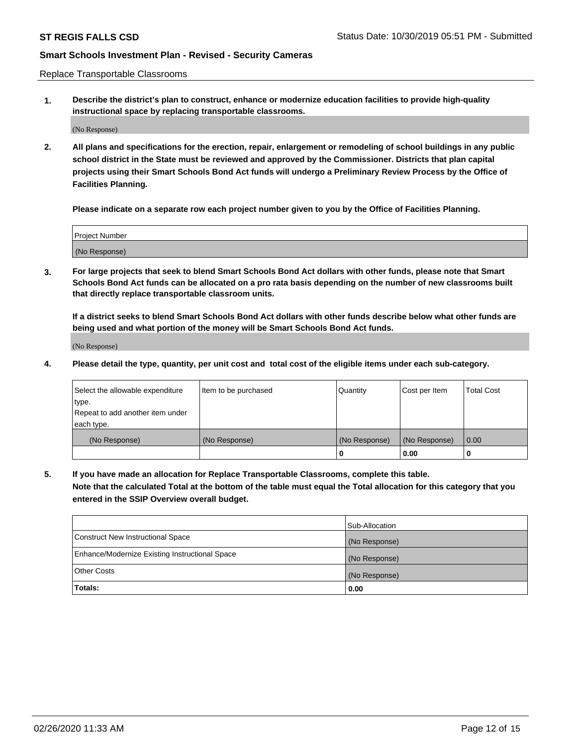Replace Transportable Classrooms

**1. Describe the district's plan to construct, enhance or modernize education facilities to provide high-quality instructional space by replacing transportable classrooms.**

(No Response)

**2. All plans and specifications for the erection, repair, enlargement or remodeling of school buildings in any public school district in the State must be reviewed and approved by the Commissioner. Districts that plan capital projects using their Smart Schools Bond Act funds will undergo a Preliminary Review Process by the Office of Facilities Planning.**

**Please indicate on a separate row each project number given to you by the Office of Facilities Planning.**

| Project Number |
| --- |
| (No Response) |

**3. For large projects that seek to blend Smart Schools Bond Act dollars with other funds, please note that Smart Schools Bond Act funds can be allocated on a pro rata basis depending on the number of new classrooms built that directly replace transportable classroom units.**

**If a district seeks to blend Smart Schools Bond Act dollars with other funds describe below what other funds are being used and what portion of the money will be Smart Schools Bond Act funds.**

(No Response)

**4. Please detail the type, quantity, per unit cost and total cost of the eligible items under each sub-category.**

| Select the allowable expenditure type. Repeat to add another item under each type. | Item to be purchased | Quantity | Cost per Item | Total Cost |
| --- | --- | --- | --- | --- |
| (No Response) | (No Response) | (No Response) | (No Response) | 0.00 |
| | | **0** | **0.00** | **0** |

**5. If you have made an allocation for Replace Transportable Classrooms, complete this table. Note that the calculated Total at the bottom of the table must equal the Total allocation for this category that you entered in the SSIP Overview overall budget.**

| | Sub-Allocation |
| --- | --- |
| Construct New Instructional Space | (No Response) |
| Enhance/Modernize Existing Instructional Space | (No Response) |
| Other Costs | (No Response) |
| **Totals:** | **0.00** |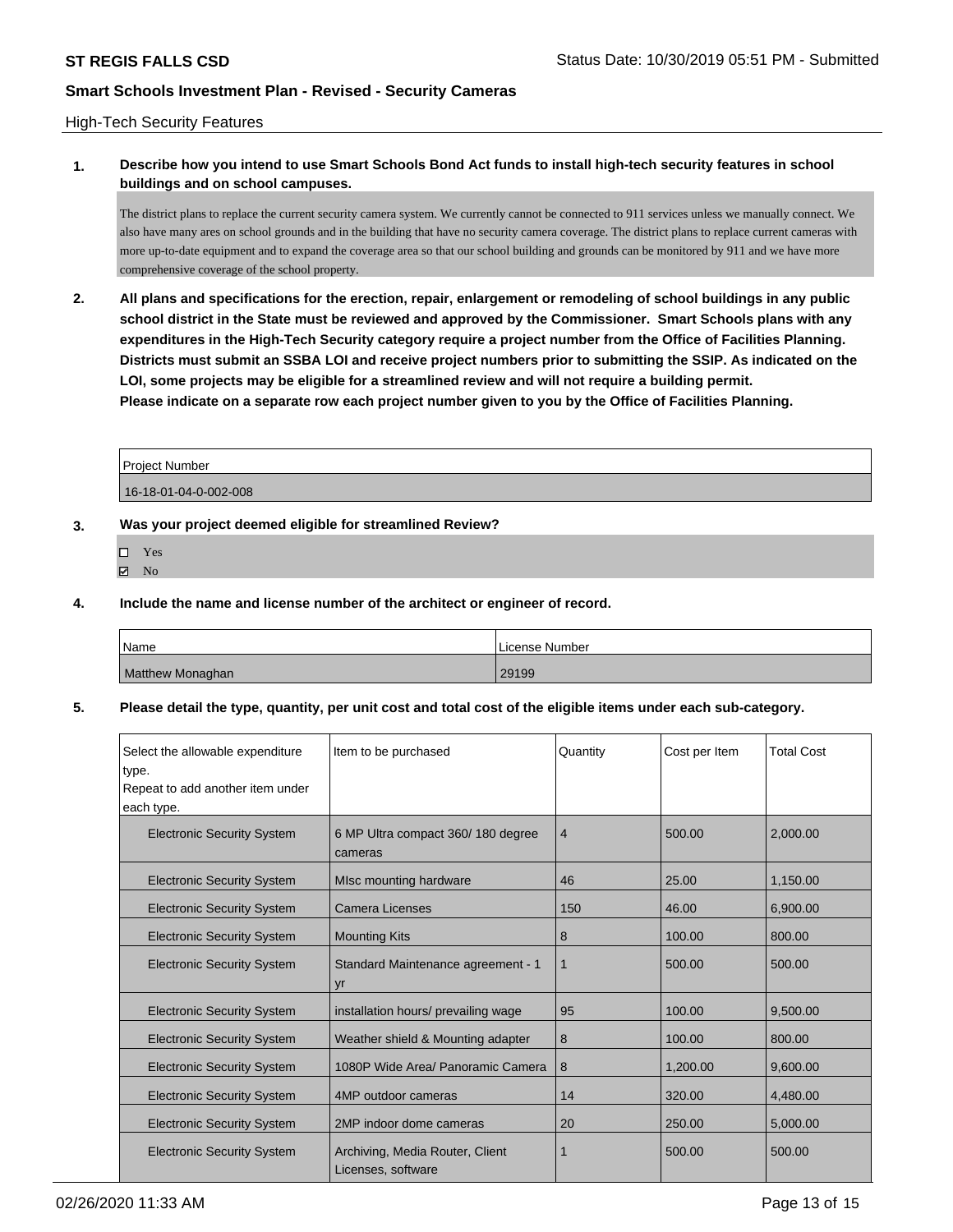**ST REGIS FALLS CSD** Status Date: 10/30/2019 05:51 PM - Submitted

**Smart Schools Investment Plan - Revised - Security Cameras**

High-Tech Security Features

**1. Describe how you intend to use Smart Schools Bond Act funds to install high-tech security features in school buildings and on school campuses.**

The district plans to replace the current security camera system. We currently cannot be connected to 911 services unless we manually connect. We also have many ares on school grounds and in the building that have no security camera coverage. The district plans to replace current cameras with more up-to-date equipment and to expand the coverage area so that our school building and grounds can be monitored by 911 and we have more comprehensive coverage of the school property.

**2. All plans and specifications for the erection, repair, enlargement or remodeling of school buildings in any public school district in the State must be reviewed and approved by the Commissioner. Smart Schools plans with any expenditures in the High-Tech Security category require a project number from the Office of Facilities Planning. Districts must submit an SSBA LOI and receive project numbers prior to submitting the SSIP. As indicated on the LOI, some projects may be eligible for a streamlined review and will not require a building permit.**
**Please indicate on a separate row each project number given to you by the Office of Facilities Planning.**

| Project Number |
| --- |
| 16-18-01-04-0-002-008 |

**3. Was your project deemed eligible for streamlined Review?**

☐ Yes
☑ No

**4. Include the name and license number of the architect or engineer of record.**

| Name | License Number |
| --- | --- |
| Matthew Monaghan | 29199 |

**5. Please detail the type, quantity, per unit cost and total cost of the eligible items under each sub-category.**

| Select the allowable expenditure type. Repeat to add another item under each type. | Item to be purchased | Quantity | Cost per Item | Total Cost |
| --- | --- | --- | --- | --- |
| Electronic Security System | 6 MP Ultra compact 360/ 180 degree cameras | 4 | 500.00 | 2,000.00 |
| Electronic Security System | MIsc mounting hardware | 46 | 25.00 | 1,150.00 |
| Electronic Security System | Camera Licenses | 150 | 46.00 | 6,900.00 |
| Electronic Security System | Mounting Kits | 8 | 100.00 | 800.00 |
| Electronic Security System | Standard Maintenance agreement - 1 yr | 1 | 500.00 | 500.00 |
| Electronic Security System | installation hours/ prevailing wage | 95 | 100.00 | 9,500.00 |
| Electronic Security System | Weather shield & Mounting adapter | 8 | 100.00 | 800.00 |
| Electronic Security System | 1080P Wide Area/ Panoramic Camera | 8 | 1,200.00 | 9,600.00 |
| Electronic Security System | 4MP outdoor cameras | 14 | 320.00 | 4,480.00 |
| Electronic Security System | 2MP indoor dome cameras | 20 | 250.00 | 5,000.00 |
| Electronic Security System | Archiving, Media Router, Client Licenses, software | 1 | 500.00 | 500.00 |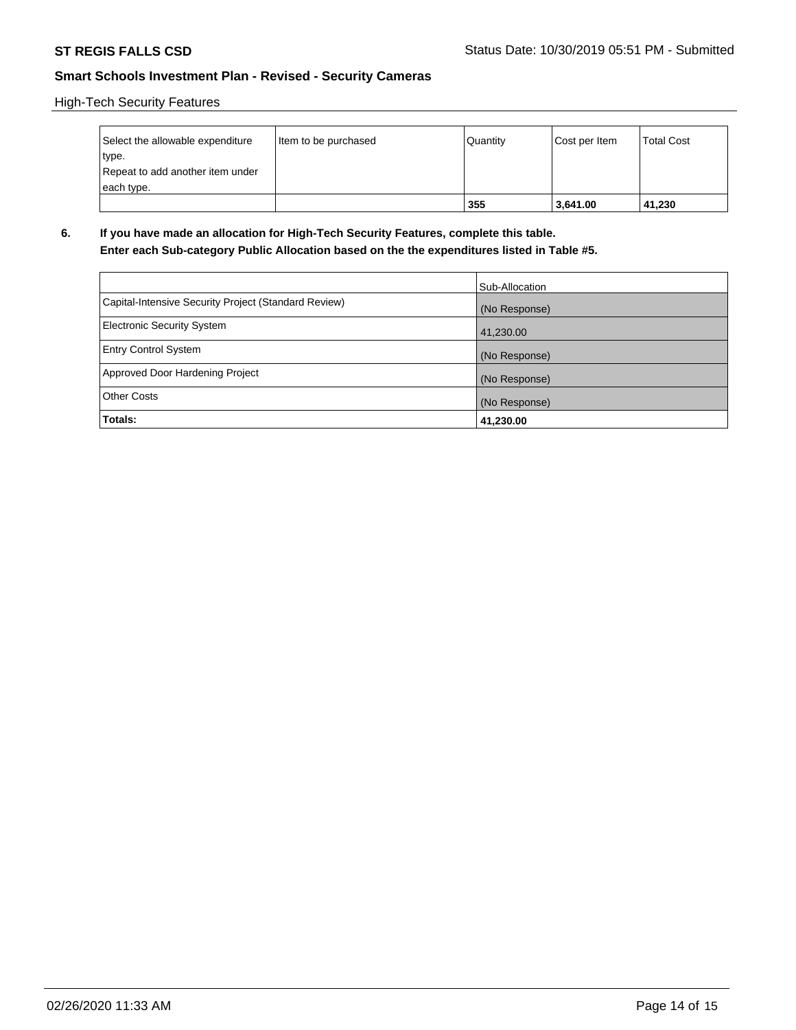High-Tech Security Features

| Select the allowable expenditure type.<br>Repeat to add another item under each type. | Item to be purchased | Quantity | Cost per Item | Total Cost |
|---|---|---|---|---|
| | | **355** | **3,641.00** | **41,230** |

**6. If you have made an allocation for High-Tech Security Features, complete this table.**
**Enter each Sub-category Public Allocation based on the the expenditures listed in Table #5.**

| | Sub-Allocation |
|---|---|
| Capital-Intensive Security Project (Standard Review) | (No Response) |
| Electronic Security System | 41,230.00 |
| Entry Control System | (No Response) |
| Approved Door Hardening Project | (No Response) |
| Other Costs | (No Response) |
| **Totals:** | **41,230.00** |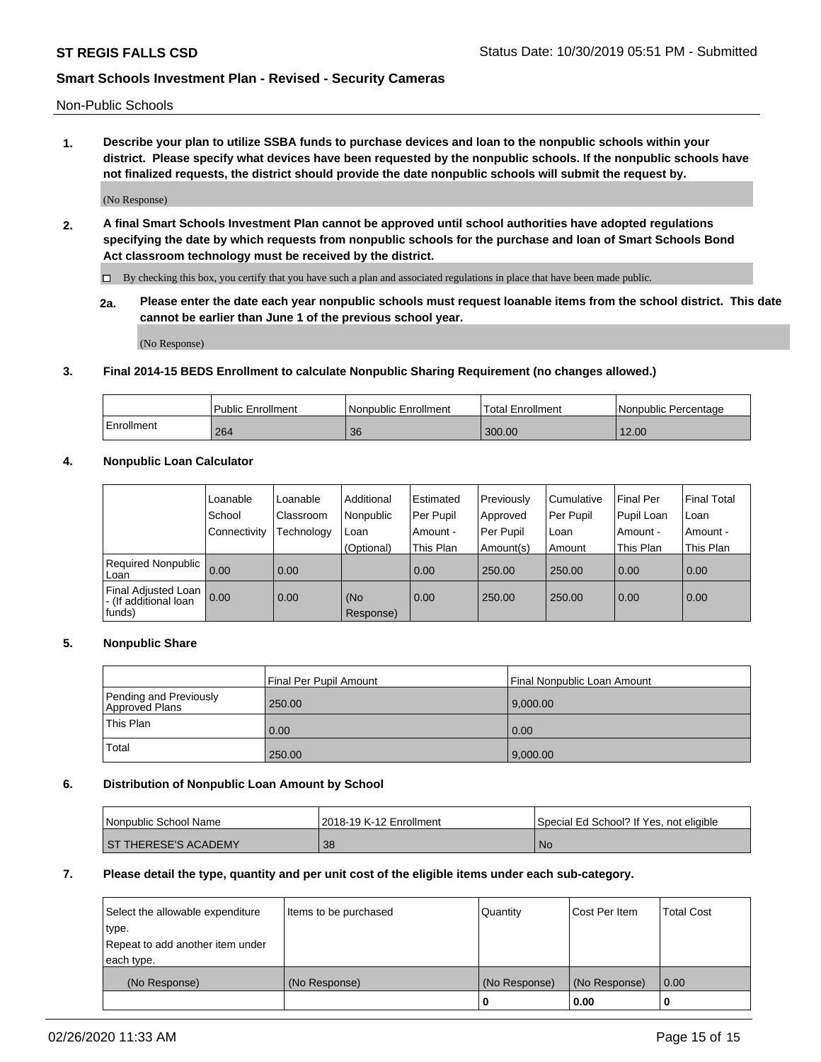Non-Public Schools

**1. Describe your plan to utilize SSBA funds to purchase devices and loan to the nonpublic schools within your district. Please specify what devices have been requested by the nonpublic schools. If the nonpublic schools have not finalized requests, the district should provide the date nonpublic schools will submit the request by.**

(No Response)

**2. A final Smart Schools Investment Plan cannot be approved until school authorities have adopted regulations specifying the date by which requests from nonpublic schools for the purchase and loan of Smart Schools Bond Act classroom technology must be received by the district.**

☐ By checking this box, you certify that you have such a plan and associated regulations in place that have been made public.

**2a. Please enter the date each year nonpublic schools must request loanable items from the school district. This date cannot be earlier than June 1 of the previous school year.**

(No Response)

**3. Final 2014-15 BEDS Enrollment to calculate Nonpublic Sharing Requirement (no changes allowed.)**

| | Public Enrollment | Nonpublic Enrollment | Total Enrollment | Nonpublic Percentage |
|---|---|---|---|---|
| Enrollment | 264 | 36 | 300.00 | 12.00 |

**4. Nonpublic Loan Calculator**

| | Loanable School Connectivity | Loanable Classroom Technology | Additional Nonpublic Loan (Optional) | Estimated Per Pupil Amount - This Plan | Previously Approved Per Pupil Amount(s) | Cumulative Per Pupil Loan Amount | Final Per Pupil Loan Amount - This Plan | Final Total Loan Amount - This Plan |
|---|---|---|---|---|---|---|---|---|
| Required Nonpublic Loan | 0.00 | 0.00 | | 0.00 | 250.00 | 250.00 | 0.00 | 0.00 |
| Final Adjusted Loan - (If additional loan funds) | 0.00 | 0.00 | (No Response) | 0.00 | 250.00 | 250.00 | 0.00 | 0.00 |

**5. Nonpublic Share**

| | Final Per Pupil Amount | Final Nonpublic Loan Amount |
|---|---|---|
| Pending and Previously Approved Plans | 250.00 | 9,000.00 |
| This Plan | 0.00 | 0.00 |
| Total | 250.00 | 9,000.00 |

**6. Distribution of Nonpublic Loan Amount by School**

| Nonpublic School Name | 2018-19 K-12 Enrollment | Special Ed School? If Yes, not eligible |
|---|---|---|
| ST THERESE'S ACADEMY | 38 | No |

**7. Please detail the type, quantity and per unit cost of the eligible items under each sub-category.**

| Select the allowable expenditure type. Repeat to add another item under each type. | Items to be purchased | Quantity | Cost Per Item | Total Cost |
|---|---|---|---|---|
| (No Response) | (No Response) | (No Response) | (No Response) | 0.00 |
| | | 0 | 0.00 | 0 |